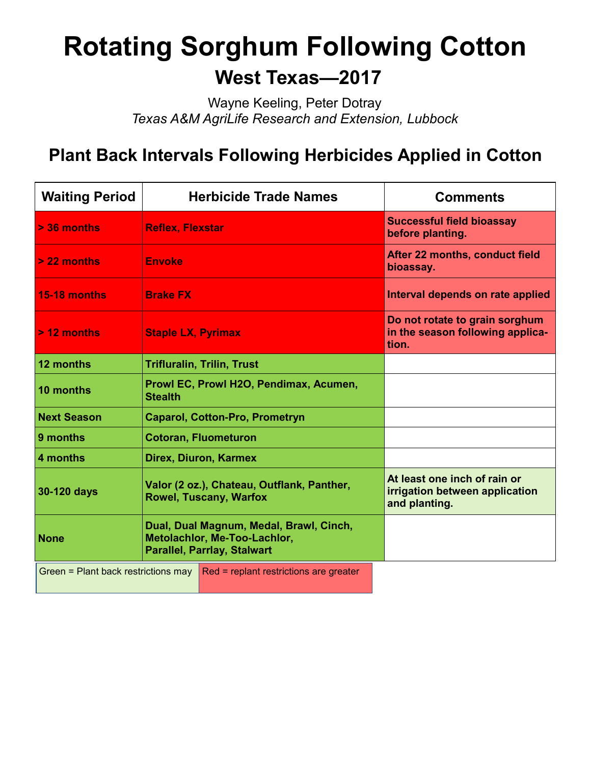# Rotating Sorghum Following Cotton

## West Texas—2017

Wayne Keeling, Peter Dotray

*Texas A&M AgriLife Research and Extension, Lubbock*

## Plant Back Intervals Following Herbicides Applied in Cotton

| Waiting Period | Herbicide Trade Names | Comments |
|---|---|---|
| **> 36 months** | **Reflex, Flexstar** | **Successful field bioassay before planting.** |
| **> 22 months** | **Envoke** | **After 22 months, conduct field bioassay.** |
| **15-18 months** | **Brake FX** | **Interval depends on rate applied** |
| **> 12 months** | **Staple LX, Pyrimax** | **Do not rotate to grain sorghum in the season following application.** |
| **12 months** | **Trifluralin, Trilin, Trust** | |
| **10 months** | **Prowl EC, Prowl H2O, Pendimax, Acumen, Stealth** | |
| **Next Season** | **Caparol, Cotton-Pro, Prometryn** | |
| **9 months** | **Cotoran, Fluometuron** | |
| **4 months** | **Direx, Diuron, Karmex** | |
| **30-120 days** | **Valor (2 oz.), Chateau, Outflank, Panther, Rowel, Tuscany, Warfox** | **At least one inch of rain or irrigation between application and planting.** |
| **None** | **Dual, Dual Magnum, Medal, Brawl, Cinch, Metolachlor, Me-Too-Lachlor, Parallel, Parrlay, Stalwart** | |

| Green = Plant back restrictions may | Red = replant restrictions are greater |
|---|---|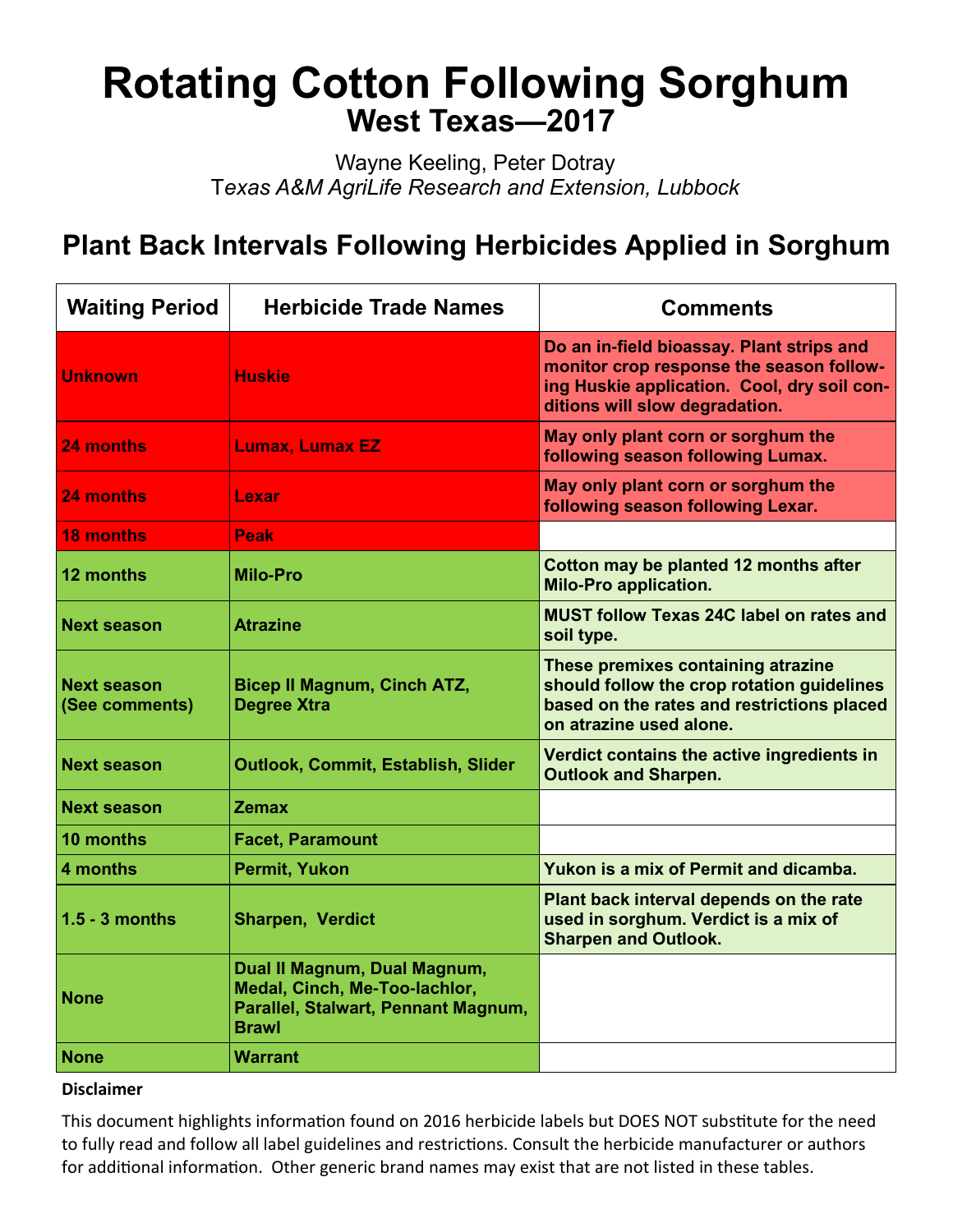# Rotating Cotton Following Sorghum

## West Texas—2017

Wayne Keeling, Peter Dotray

*Texas A&M AgriLife Research and Extension, Lubbock*

## Plant Back Intervals Following Herbicides Applied in Sorghum

| Waiting Period | Herbicide Trade Names | Comments |
|---|---|---|
| **Unknown** | **Huskie** | **Do an in-field bioassay. Plant strips and monitor crop response the season following Huskie application. Cool, dry soil conditions will slow degradation.** |
| **24 months** | **Lumax, Lumax EZ** | **May only plant corn or sorghum the following season following Lumax.** |
| **24 months** | **Lexar** | **May only plant corn or sorghum the following season following Lexar.** |
| **18 months** | **Peak** | |
| **12 months** | **Milo-Pro** | **Cotton may be planted 12 months after Milo-Pro application.** |
| **Next season** | **Atrazine** | **MUST follow Texas 24C label on rates and soil type.** |
| **Next season (See comments)** | **Bicep II Magnum, Cinch ATZ, Degree Xtra** | **These premixes containing atrazine should follow the crop rotation guidelines based on the rates and restrictions placed on atrazine used alone.** |
| **Next season** | **Outlook, Commit, Establish, Slider** | **Verdict contains the active ingredients in Outlook and Sharpen.** |
| **Next season** | **Zemax** | |
| **10 months** | **Facet, Paramount** | |
| **4 months** | **Permit, Yukon** | **Yukon is a mix of Permit and dicamba.** |
| **1.5 - 3 months** | **Sharpen, Verdict** | **Plant back interval depends on the rate used in sorghum. Verdict is a mix of Sharpen and Outlook.** |
| **None** | **Dual II Magnum, Dual Magnum, Medal, Cinch, Me-Too-lachlor, Parallel, Stalwart, Pennant Magnum, Brawl** | |
| **None** | **Warrant** | |

**Disclaimer**

This document highlights information found on 2016 herbicide labels but DOES NOT substitute for the need to fully read and follow all label guidelines and restrictions. Consult the herbicide manufacturer or authors for additional information. Other generic brand names may exist that are not listed in these tables.